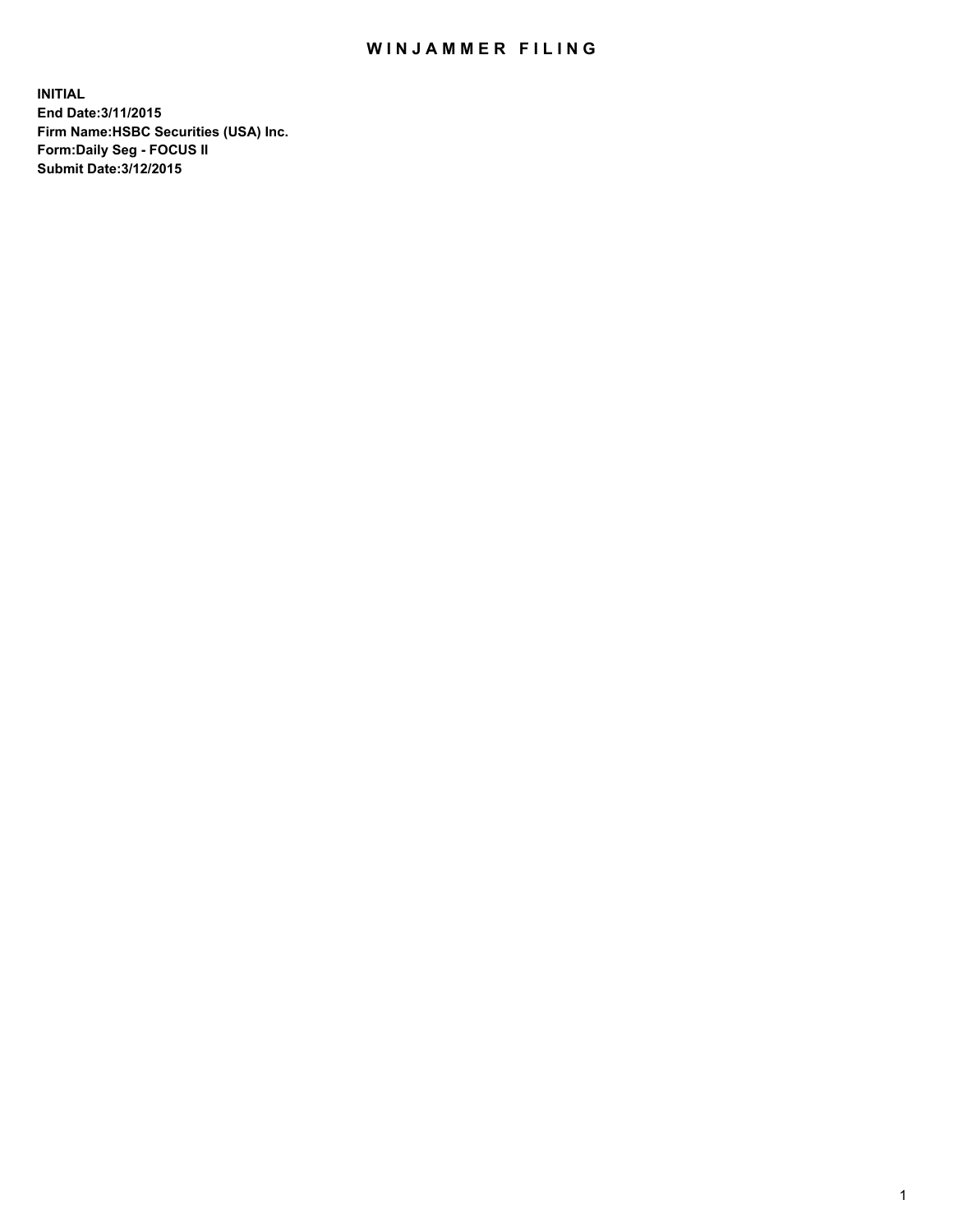# WINJAMMER FILING

**INITIAL**
**End Date:3/11/2015**
**Firm Name:HSBC Securities (USA) Inc.**
**Form:Daily Seg - FOCUS II**
**Submit Date:3/12/2015**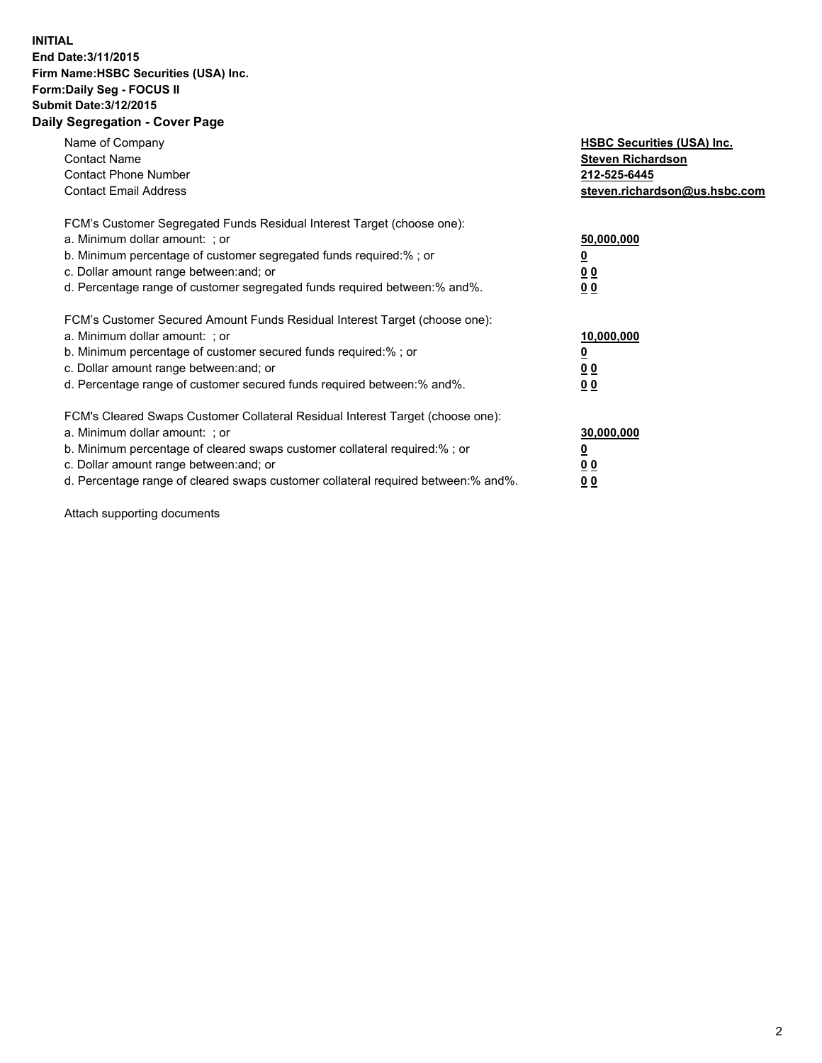**INITIAL**
**End Date:3/11/2015**
**Firm Name:HSBC Securities (USA) Inc.**
**Form:Daily Seg - FOCUS II**
**Submit Date:3/12/2015**

## Daily Segregation - Cover Page

| | |
|---|---|
| Name of Company | **HSBC Securities (USA) Inc.** |
| Contact Name | **Steven Richardson** |
| Contact Phone Number | **212-525-6445** |
| Contact Email Address | **steven.richardson@us.hsbc.com** |

FCM's Customer Segregated Funds Residual Interest Target (choose one):

| | |
|---|---|
| a. Minimum dollar amount: ; or | **50,000,000** |
| b. Minimum percentage of customer segregated funds required:% ; or | **0** |
| c. Dollar amount range between:and; or | **0 0** |
| d. Percentage range of customer segregated funds required between:% and%. | **0 0** |

FCM's Customer Secured Amount Funds Residual Interest Target (choose one):

| | |
|---|---|
| a. Minimum dollar amount: ; or | **10,000,000** |
| b. Minimum percentage of customer secured funds required:% ; or | **0** |
| c. Dollar amount range between:and; or | **0 0** |
| d. Percentage range of customer secured funds required between:% and%. | **0 0** |

FCM's Cleared Swaps Customer Collateral Residual Interest Target (choose one):

| | |
|---|---|
| a. Minimum dollar amount: ; or | **30,000,000** |
| b. Minimum percentage of cleared swaps customer collateral required:% ; or | **0** |
| c. Dollar amount range between:and; or | **0 0** |
| d. Percentage range of cleared swaps customer collateral required between:% and%. | **0 0** |

Attach supporting documents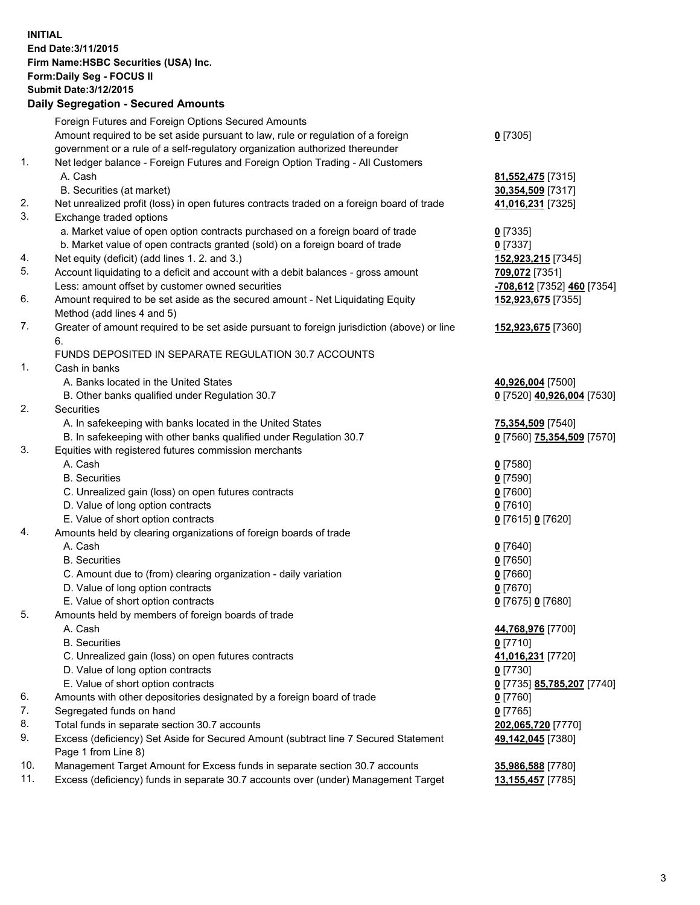**INITIAL**
**End Date:3/11/2015**
**Firm Name:HSBC Securities (USA) Inc.**
**Form:Daily Seg - FOCUS II**
**Submit Date:3/12/2015**

**Daily Segregation - Secured Amounts**

| | | |
|---|---|---|
| | Foreign Futures and Foreign Options Secured Amounts | |
| | Amount required to be set aside pursuant to law, rule or regulation of a foreign government or a rule of a self-regulatory organization authorized thereunder | **0** [7305] |
| 1. | Net ledger balance - Foreign Futures and Foreign Option Trading - All Customers | |
| | A. Cash | **81,552,475** [7315] |
| | B. Securities (at market) | **30,354,509** [7317] |
| 2. | Net unrealized profit (loss) in open futures contracts traded on a foreign board of trade | **41,016,231** [7325] |
| 3. | Exchange traded options | |
| | a. Market value of open option contracts purchased on a foreign board of trade | **0** [7335] |
| | b. Market value of open contracts granted (sold) on a foreign board of trade | **0** [7337] |
| 4. | Net equity (deficit) (add lines 1. 2. and 3.) | **152,923,215** [7345] |
| 5. | Account liquidating to a deficit and account with a debit balances - gross amount | **709,072** [7351] |
| | Less: amount offset by customer owned securities | **-708,612** [7352] **460** [7354] |
| 6. | Amount required to be set aside as the secured amount - Net Liquidating Equity Method (add lines 4 and 5) | **152,923,675** [7355] |
| 7. | Greater of amount required to be set aside pursuant to foreign jurisdiction (above) or line 6. | **152,923,675** [7360] |
| | FUNDS DEPOSITED IN SEPARATE REGULATION 30.7 ACCOUNTS | |
| 1. | Cash in banks | |
| | A. Banks located in the United States | **40,926,004** [7500] |
| | B. Other banks qualified under Regulation 30.7 | **0** [7520] **40,926,004** [7530] |
| 2. | Securities | |
| | A. In safekeeping with banks located in the United States | **75,354,509** [7540] |
| | B. In safekeeping with other banks qualified under Regulation 30.7 | **0** [7560] **75,354,509** [7570] |
| 3. | Equities with registered futures commission merchants | |
| | A. Cash | **0** [7580] |
| | B. Securities | **0** [7590] |
| | C. Unrealized gain (loss) on open futures contracts | **0** [7600] |
| | D. Value of long option contracts | **0** [7610] |
| | E. Value of short option contracts | **0** [7615] **0** [7620] |
| 4. | Amounts held by clearing organizations of foreign boards of trade | |
| | A. Cash | **0** [7640] |
| | B. Securities | **0** [7650] |
| | C. Amount due to (from) clearing organization - daily variation | **0** [7660] |
| | D. Value of long option contracts | **0** [7670] |
| | E. Value of short option contracts | **0** [7675] **0** [7680] |
| 5. | Amounts held by members of foreign boards of trade | |
| | A. Cash | **44,768,976** [7700] |
| | B. Securities | **0** [7710] |
| | C. Unrealized gain (loss) on open futures contracts | **41,016,231** [7720] |
| | D. Value of long option contracts | **0** [7730] |
| | E. Value of short option contracts | **0** [7735] **85,785,207** [7740] |
| 6. | Amounts with other depositories designated by a foreign board of trade | **0** [7760] |
| 7. | Segregated funds on hand | **0** [7765] |
| 8. | Total funds in separate section 30.7 accounts | **202,065,720** [7770] |
| 9. | Excess (deficiency) Set Aside for Secured Amount (subtract line 7 Secured Statement Page 1 from Line 8) | **49,142,045** [7380] |
| 10. | Management Target Amount for Excess funds in separate section 30.7 accounts | **35,986,588** [7780] |
| 11. | Excess (deficiency) funds in separate 30.7 accounts over (under) Management Target | **13,155,457** [7785] |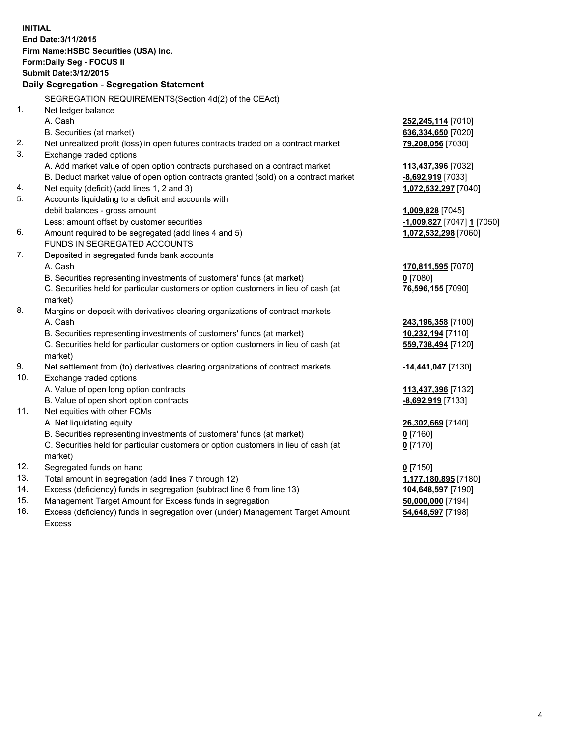**INITIAL**
**End Date:3/11/2015**
**Firm Name:HSBC Securities (USA) Inc.**
**Form:Daily Seg - FOCUS II**
**Submit Date:3/12/2015**

## Daily Segregation - Segregation Statement

| | | |
|---|---|---|
| | SEGREGATION REQUIREMENTS(Section 4d(2) of the CEAct) | |
| 1. | Net ledger balance | |
| | A. Cash | **252,245,114** [7010] |
| | B. Securities (at market) | **636,334,650** [7020] |
| 2. | Net unrealized profit (loss) in open futures contracts traded on a contract market | **79,208,056** [7030] |
| 3. | Exchange traded options | |
| | A. Add market value of open option contracts purchased on a contract market | **113,437,396** [7032] |
| | B. Deduct market value of open option contracts granted (sold) on a contract market | **-8,692,919** [7033] |
| 4. | Net equity (deficit) (add lines 1, 2 and 3) | **1,072,532,297** [7040] |
| 5. | Accounts liquidating to a deficit and accounts with | |
| | debit balances - gross amount | **1,009,828** [7045] |
| | Less: amount offset by customer securities | **-1,009,827** [7047] **1** [7050] |
| 6. | Amount required to be segregated (add lines 4 and 5) | **1,072,532,298** [7060] |
| | FUNDS IN SEGREGATED ACCOUNTS | |
| 7. | Deposited in segregated funds bank accounts | |
| | A. Cash | **170,811,595** [7070] |
| | B. Securities representing investments of customers' funds (at market) | **0** [7080] |
| | C. Securities held for particular customers or option customers in lieu of cash (at market) | **76,596,155** [7090] |
| 8. | Margins on deposit with derivatives clearing organizations of contract markets | |
| | A. Cash | **243,196,358** [7100] |
| | B. Securities representing investments of customers' funds (at market) | **10,232,194** [7110] |
| | C. Securities held for particular customers or option customers in lieu of cash (at market) | **559,738,494** [7120] |
| 9. | Net settlement from (to) derivatives clearing organizations of contract markets | **-14,441,047** [7130] |
| 10. | Exchange traded options | |
| | A. Value of open long option contracts | **113,437,396** [7132] |
| | B. Value of open short option contracts | **-8,692,919** [7133] |
| 11. | Net equities with other FCMs | |
| | A. Net liquidating equity | **26,302,669** [7140] |
| | B. Securities representing investments of customers' funds (at market) | **0** [7160] |
| | C. Securities held for particular customers or option customers in lieu of cash (at market) | **0** [7170] |
| 12. | Segregated funds on hand | **0** [7150] |
| 13. | Total amount in segregation (add lines 7 through 12) | **1,177,180,895** [7180] |
| 14. | Excess (deficiency) funds in segregation (subtract line 6 from line 13) | **104,648,597** [7190] |
| 15. | Management Target Amount for Excess funds in segregation | **50,000,000** [7194] |
| 16. | Excess (deficiency) funds in segregation over (under) Management Target Amount Excess | **54,648,597** [7198] |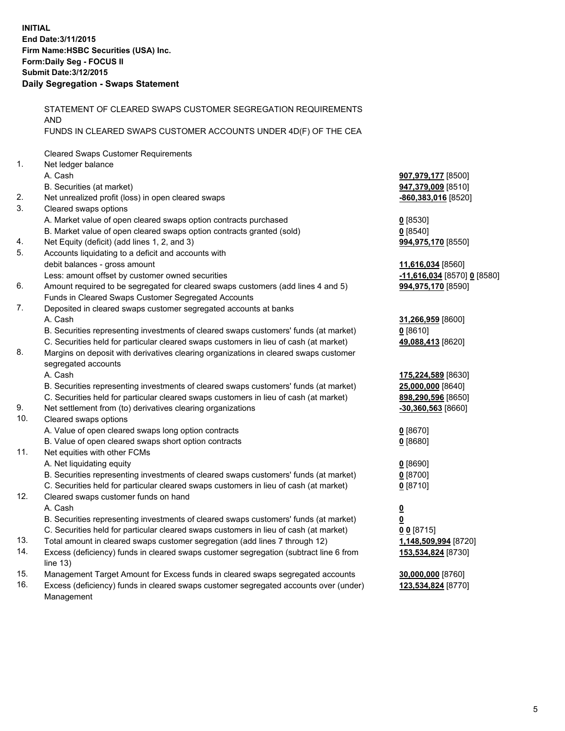**INITIAL**
**End Date:3/11/2015**
**Firm Name:HSBC Securities (USA) Inc.**
**Form:Daily Seg - FOCUS II**
**Submit Date:3/12/2015**
**Daily Segregation - Swaps Statement**

STATEMENT OF CLEARED SWAPS CUSTOMER SEGREGATION REQUIREMENTS AND FUNDS IN CLEARED SWAPS CUSTOMER ACCOUNTS UNDER 4D(F) OF THE CEA

| | | |
|---|---|---|
| | Cleared Swaps Customer Requirements | |
| 1. | Net ledger balance | |
| | A. Cash | **907,979,177** [8500] |
| | B. Securities (at market) | **947,379,009** [8510] |
| 2. | Net unrealized profit (loss) in open cleared swaps | **-860,383,016** [8520] |
| 3. | Cleared swaps options | |
| | A. Market value of open cleared swaps option contracts purchased | **0** [8530] |
| | B. Market value of open cleared swaps option contracts granted (sold) | **0** [8540] |
| 4. | Net Equity (deficit) (add lines 1, 2, and 3) | **994,975,170** [8550] |
| 5. | Accounts liquidating to a deficit and accounts with | |
| | debit balances - gross amount | **11,616,034** [8560] |
| | Less: amount offset by customer owned securities | **-11,616,034** [8570] **0** [8580] |
| 6. | Amount required to be segregated for cleared swaps customers (add lines 4 and 5) | **994,975,170** [8590] |
| | Funds in Cleared Swaps Customer Segregated Accounts | |
| 7. | Deposited in cleared swaps customer segregated accounts at banks | |
| | A. Cash | **31,266,959** [8600] |
| | B. Securities representing investments of cleared swaps customers' funds (at market) | **0** [8610] |
| | C. Securities held for particular cleared swaps customers in lieu of cash (at market) | **49,088,413** [8620] |
| 8. | Margins on deposit with derivatives clearing organizations in cleared swaps customer segregated accounts | |
| | A. Cash | **175,224,589** [8630] |
| | B. Securities representing investments of cleared swaps customers' funds (at market) | **25,000,000** [8640] |
| | C. Securities held for particular cleared swaps customers in lieu of cash (at market) | **898,290,596** [8650] |
| 9. | Net settlement from (to) derivatives clearing organizations | **-30,360,563** [8660] |
| 10. | Cleared swaps options | |
| | A. Value of open cleared swaps long option contracts | **0** [8670] |
| | B. Value of open cleared swaps short option contracts | **0** [8680] |
| 11. | Net equities with other FCMs | |
| | A. Net liquidating equity | **0** [8690] |
| | B. Securities representing investments of cleared swaps customers' funds (at market) | **0** [8700] |
| | C. Securities held for particular cleared swaps customers in lieu of cash (at market) | **0** [8710] |
| 12. | Cleared swaps customer funds on hand | |
| | A. Cash | **0** |
| | B. Securities representing investments of cleared swaps customers' funds (at market) | **0** |
| | C. Securities held for particular cleared swaps customers in lieu of cash (at market) | **0** **0** [8715] |
| 13. | Total amount in cleared swaps customer segregation (add lines 7 through 12) | **1,148,509,994** [8720] |
| 14. | Excess (deficiency) funds in cleared swaps customer segregation (subtract line 6 from line 13) | **153,534,824** [8730] |
| 15. | Management Target Amount for Excess funds in cleared swaps segregated accounts | **30,000,000** [8760] |
| 16. | Excess (deficiency) funds in cleared swaps customer segregated accounts over (under) Management | **123,534,824** [8770] |